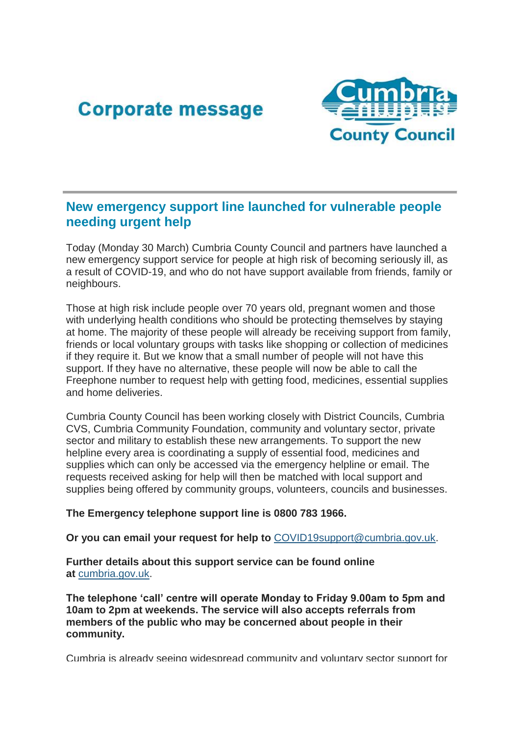# Corporate message

Cumbria County Council

## New emergency support line launched for vulnerable people needing urgent help

Today (Monday 30 March) Cumbria County Council and partners have launched a new emergency support service for people at high risk of becoming seriously ill, as a result of COVID-19, and who do not have support available from friends, family or neighbours.

Those at high risk include people over 70 years old, pregnant women and those with underlying health conditions who should be protecting themselves by staying at home. The majority of these people will already be receiving support from family, friends or local voluntary groups with tasks like shopping or collection of medicines if they require it. But we know that a small number of people will not have this support. If they have no alternative, these people will now be able to call the Freephone number to request help with getting food, medicines, essential supplies and home deliveries.

Cumbria County Council has been working closely with District Councils, Cumbria CVS, Cumbria Community Foundation, community and voluntary sector, private sector and military to establish these new arrangements. To support the new helpline every area is coordinating a supply of essential food, medicines and supplies which can only be accessed via the emergency helpline or email. The requests received asking for help will then be matched with local support and supplies being offered by community groups, volunteers, councils and businesses.

**The Emergency telephone support line is 0800 783 1966.**

**Or you can email your request for help to** COVID19support@cumbria.gov.uk.

**Further details about this support service can be found online at** cumbria.gov.uk.

**The telephone 'call' centre will operate Monday to Friday 9.00am to 5pm and 10am to 2pm at weekends. The service will also accepts referrals from members of the public who may be concerned about people in their community.**

Cumbria is already seeing widespread community and voluntary sector support for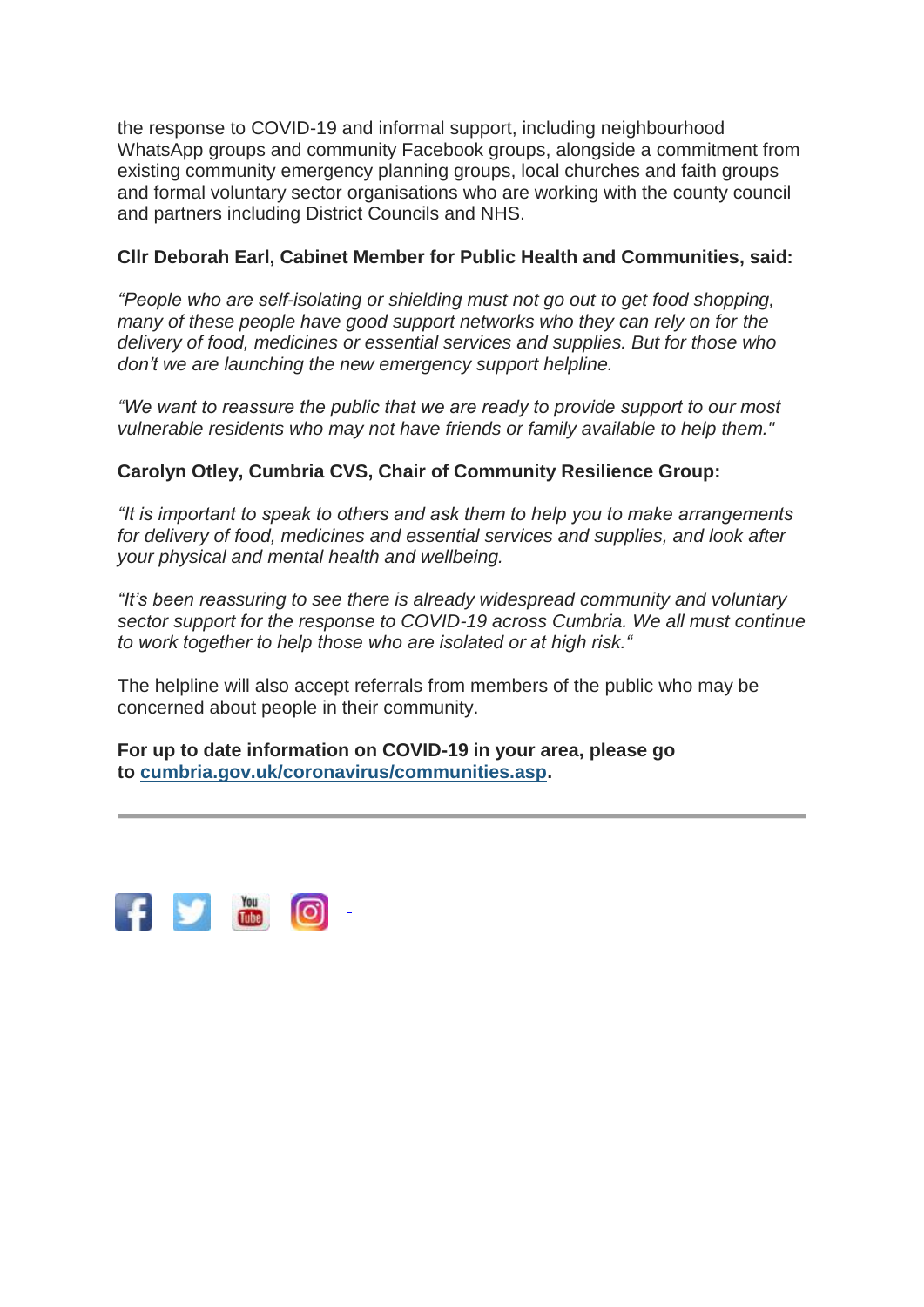the response to COVID-19 and informal support, including neighbourhood WhatsApp groups and community Facebook groups, alongside a commitment from existing community emergency planning groups, local churches and faith groups and formal voluntary sector organisations who are working with the county council and partners including District Councils and NHS.

**Cllr Deborah Earl, Cabinet Member for Public Health and Communities, said:**

*"People who are self-isolating or shielding must not go out to get food shopping, many of these people have good support networks who they can rely on for the delivery of food, medicines or essential services and supplies. But for those who don't we are launching the new emergency support helpline.*

*"We want to reassure the public that we are ready to provide support to our most vulnerable residents who may not have friends or family available to help them."*

**Carolyn Otley, Cumbria CVS, Chair of Community Resilience Group:**

*"It is important to speak to others and ask them to help you to make arrangements for delivery of food, medicines and essential services and supplies, and look after your physical and mental health and wellbeing.*

*"It's been reassuring to see there is already widespread community and voluntary sector support for the response to COVID-19 across Cumbria. We all must continue to work together to help those who are isolated or at high risk."*

The helpline will also accept referrals from members of the public who may be concerned about people in their community.

**For up to date information on COVID-19 in your area, please go to cumbria.gov.uk/coronavirus/communities.asp.**